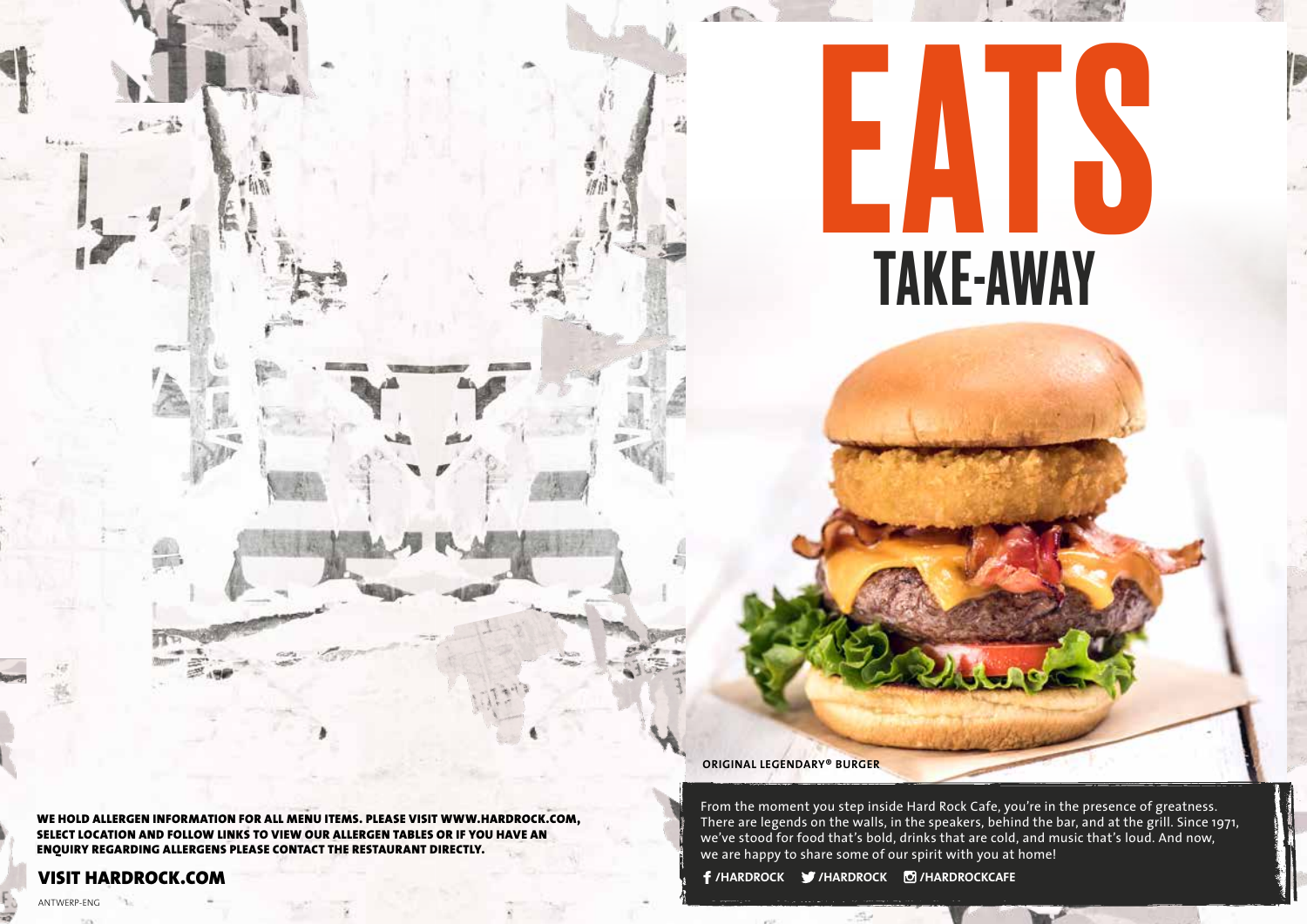# EATS

## TAKE-AWAY

ORIGINAL LEGENDARY® BURGER

From the moment you step inside Hard Rock Cafe, you're in the presence of greatness. There are legends on the walls, in the speakers, behind the bar, and at the grill. Since 1971, we've stood for food that's bold, drinks that are cold, and music that's loud. And now, we are happy to share some of our spirit with you at home!

/HARDROCK /HARDROCK /HARDROCKCAFE

**WE HOLD ALLERGEN INFORMATION FOR ALL MENU ITEMS. PLEASE VISIT WWW.HARDROCK.COM, SELECT LOCATION AND FOLLOW LINKS TO VIEW OUR ALLERGEN TABLES OR IF YOU HAVE AN ENQUIRY REGARDING ALLERGENS PLEASE CONTACT THE RESTAURANT DIRECTLY.**

**VISIT HARDROCK.COM**

ANTWERP-ENG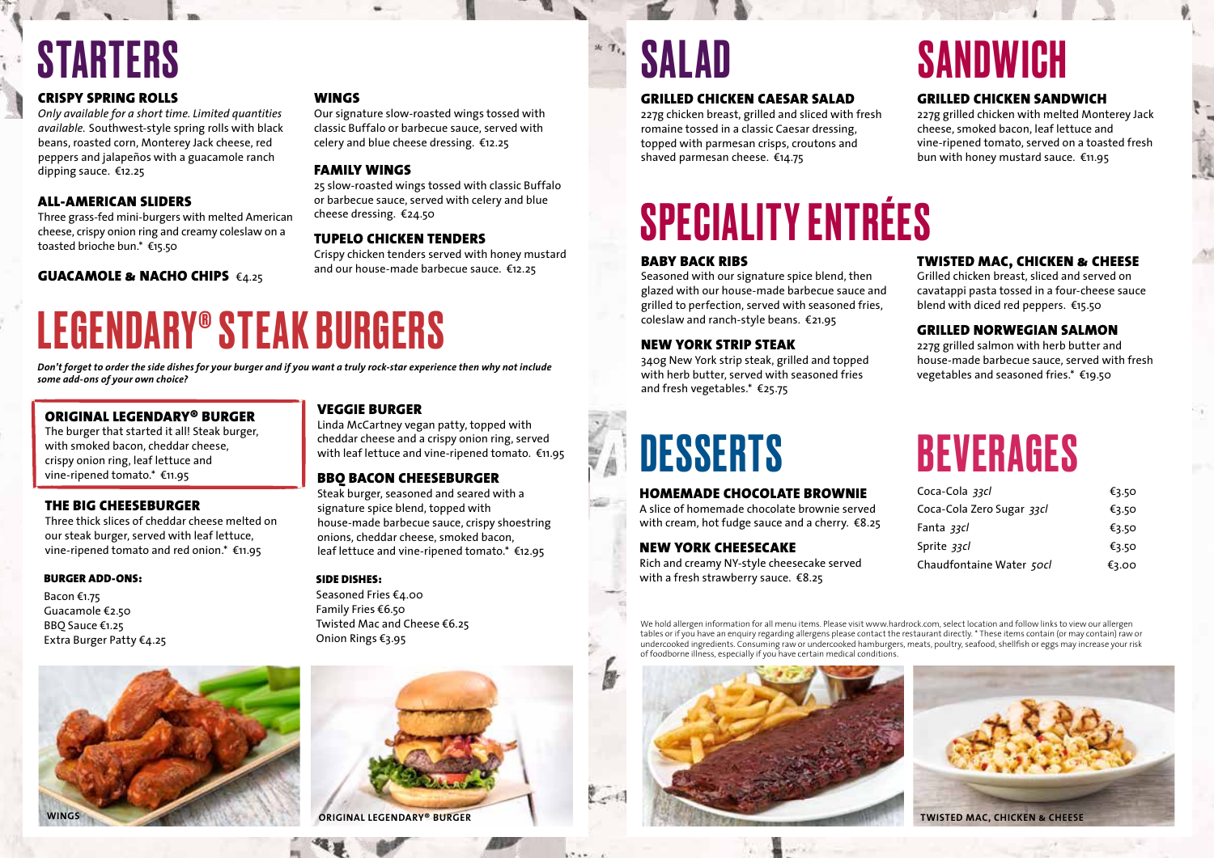# STARTERS

### CRISPY SPRING ROLLS
*Only available for a short time. Limited quantities available.* Southwest-style spring rolls with black beans, roasted corn, Monterey Jack cheese, red peppers and jalapeños with a guacamole ranch dipping sauce. €12.25

### ALL-AMERICAN SLIDERS
Three grass-fed mini-burgers with melted American cheese, crispy onion ring and creamy coleslaw on a toasted brioche bun.* €15.50

### GUACAMOLE & NACHO CHIPS €4.25

### WINGS
Our signature slow-roasted wings tossed with classic Buffalo or barbecue sauce, served with celery and blue cheese dressing. €12.25

### FAMILY WINGS
25 slow-roasted wings tossed with classic Buffalo or barbecue sauce, served with celery and blue cheese dressing. €24.50

### TUPELO CHICKEN TENDERS
Crispy chicken tenders served with honey mustard and our house-made barbecue sauce. €12.25

# LEGENDARY® STEAK BURGERS

***Don't forget to order the side dishes for your burger and if you want a truly rock-star experience then why not include some add-ons of your own choice?***

### ORIGINAL LEGENDARY® BURGER
The burger that started it all! Steak burger, with smoked bacon, cheddar cheese, crispy onion ring, leaf lettuce and vine-ripened tomato.* €11.95

### THE BIG CHEESEBURGER
Three thick slices of cheddar cheese melted on our steak burger, served with leaf lettuce, vine-ripened tomato and red onion.* €11.95

#### BURGER ADD-ONS:
Bacon €1.75
Guacamole €2.50
BBQ Sauce €1.25
Extra Burger Patty €4.25

### VEGGIE BURGER
Linda McCartney vegan patty, topped with cheddar cheese and a crispy onion ring, served with leaf lettuce and vine-ripened tomato. €11.95

### BBQ BACON CHEESEBURGER
Steak burger, seasoned and seared with a signature spice blend, topped with house-made barbecue sauce, crispy shoestring onions, cheddar cheese, smoked bacon, leaf lettuce and vine-ripened tomato.* €12.95

#### SIDE DISHES:
Seasoned Fries €4.00
Family Fries €6.50
Twisted Mac and Cheese €6.25
Onion Rings €3.95

WINGS

ORIGINAL LEGENDARY® BURGER

# SALAD

### GRILLED CHICKEN CAESAR SALAD
227g chicken breast, grilled and sliced with fresh romaine tossed in a classic Caesar dressing, topped with parmesan crisps, croutons and shaved parmesan cheese. €14.75

# SANDWICH

### GRILLED CHICKEN SANDWICH
227g grilled chicken with melted Monterey Jack cheese, smoked bacon, leaf lettuce and vine-ripened tomato, served on a toasted fresh bun with honey mustard sauce. €11.95

# SPECIALITY ENTRÉES

### BABY BACK RIBS
Seasoned with our signature spice blend, then glazed with our house-made barbecue sauce and grilled to perfection, served with seasoned fries, coleslaw and ranch-style beans. €21.95

### NEW YORK STRIP STEAK
340g New York strip steak, grilled and topped with herb butter, served with seasoned fries and fresh vegetables.* €25.75

### TWISTED MAC, CHICKEN & CHEESE
Grilled chicken breast, sliced and served on cavatappi pasta tossed in a four-cheese sauce blend with diced red peppers. €15.50

### GRILLED NORWEGIAN SALMON
227g grilled salmon with herb butter and house-made barbecue sauce, served with fresh vegetables and seasoned fries.* €19.50

# DESSERTS

### HOMEMADE CHOCOLATE BROWNIE
A slice of homemade chocolate brownie served with cream, hot fudge sauce and a cherry. €8.25

### NEW YORK CHEESECAKE
Rich and creamy NY-style cheesecake served with a fresh strawberry sauce. €8.25

# BEVERAGES

| | |
|---|---|
| Coca-Cola *33cl* | €3.50 |
| Coca-Cola Zero Sugar *33cl* | €3.50 |
| Fanta *33cl* | €3.50 |
| Sprite *33cl* | €3.50 |
| Chaudfontaine Water *50cl* | €3.00 |

We hold allergen information for all menu items. Please visit www.hardrock.com, select location and follow links to view our allergen tables or if you have an enquiry regarding allergens please contact the restaurant directly. * These items contain (or may contain) raw or undercooked ingredients. Consuming raw or undercooked hamburgers, meats, poultry, seafood, shellfish or eggs may increase your risk of foodborne illness, especially if you have certain medical conditions.

TWISTED MAC, CHICKEN & CHEESE